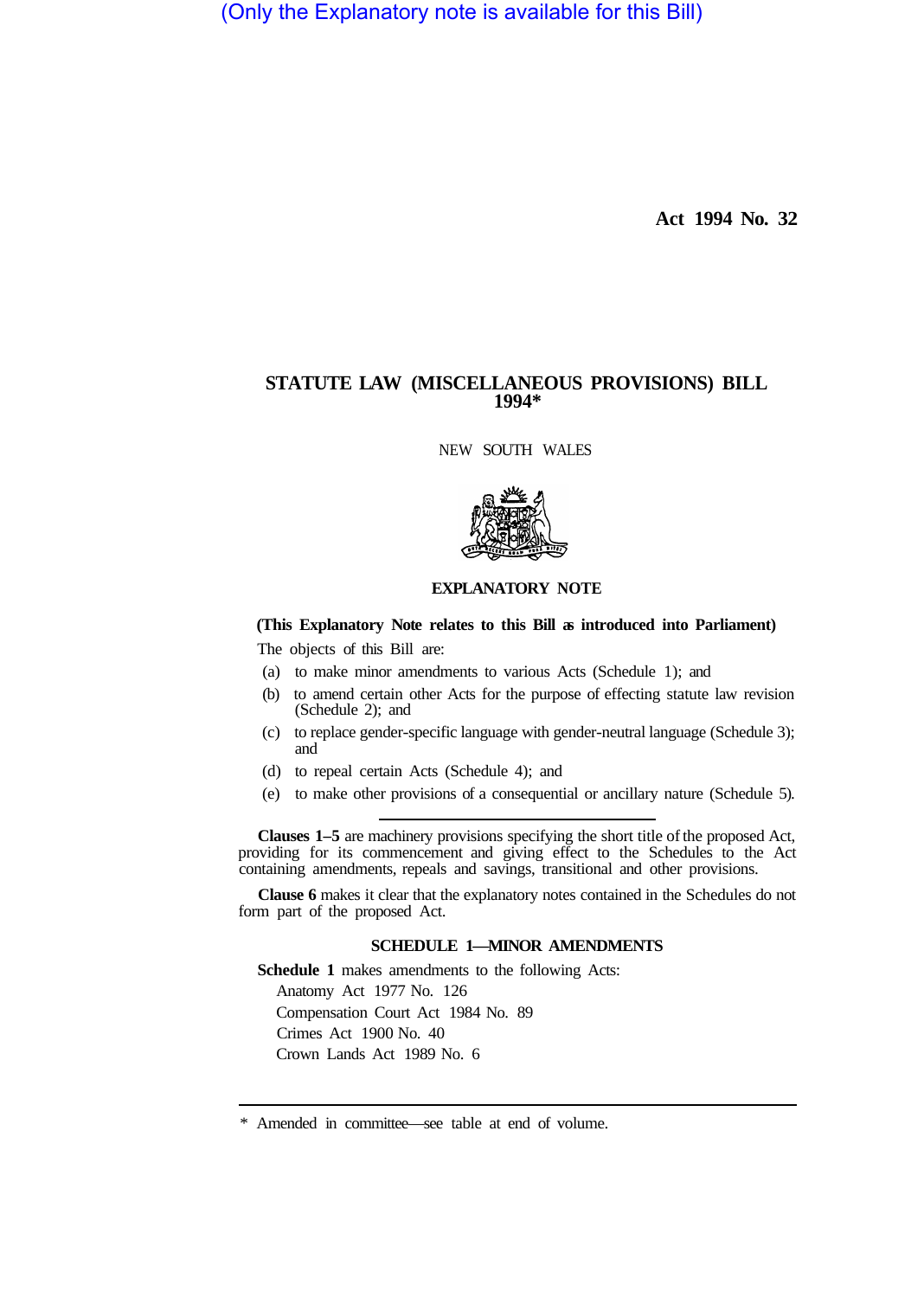(Only the Explanatory note is available for this Bill)

**Act 1994 No. 32**

# STATUTE LAW (MISCELLANEOUS PROVISIONS) BILL 1994*

NEW SOUTH WALES

## EXPLANATORY NOTE

**(This Explanatory Note relates to this Bill as introduced into Parliament)**

The objects of this Bill are:

(a) to make minor amendments to various Acts (Schedule 1); and

(b) to amend certain other Acts for the purpose of effecting statute law revision (Schedule 2); and

(c) to replace gender-specific language with gender-neutral language (Schedule 3); and

(d) to repeal certain Acts (Schedule 4); and

(e) to make other provisions of a consequential or ancillary nature (Schedule 5).

---

**Clauses 1–5** are machinery provisions specifying the short title of the proposed Act, providing for its commencement and giving effect to the Schedules to the Act containing amendments, repeals and savings, transitional and other provisions.

**Clause 6** makes it clear that the explanatory notes contained in the Schedules do not form part of the proposed Act.

### SCHEDULE 1—MINOR AMENDMENTS

**Schedule 1** makes amendments to the following Acts:

Anatomy Act 1977 No. 126

Compensation Court Act 1984 No. 89

Crimes Act 1900 No. 40

Crown Lands Act 1989 No. 6

---

\* Amended in committee—see table at end of volume.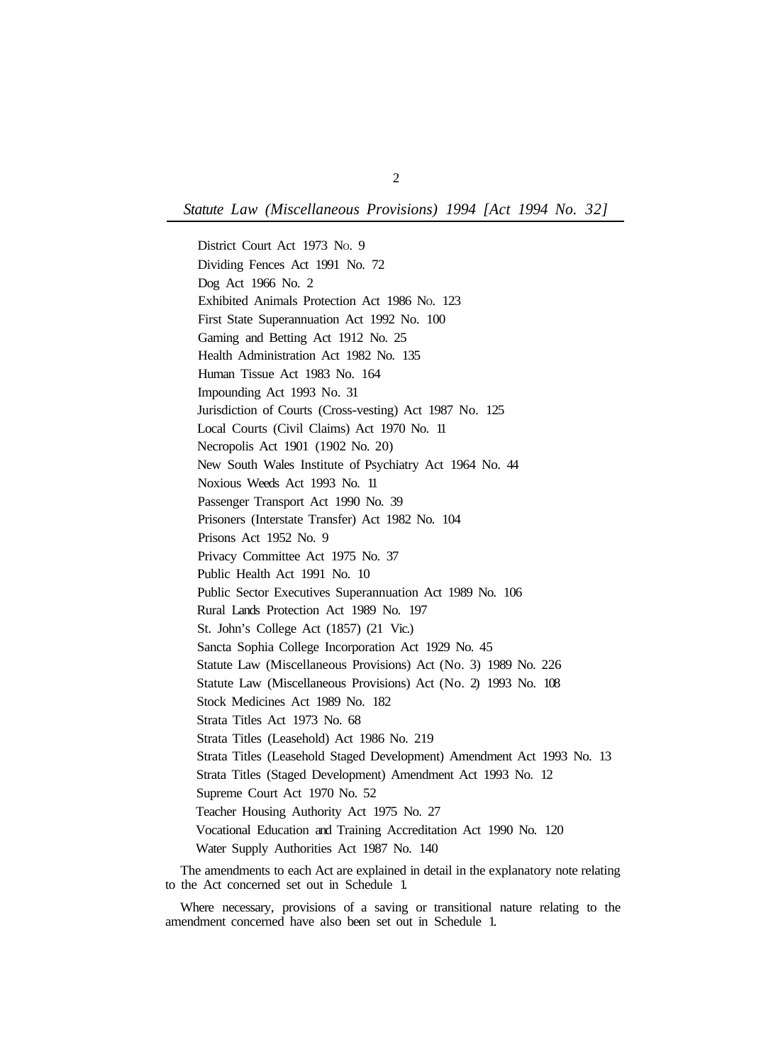District Court Act 1973 No. 9
Dividing Fences Act 1991 No. 72
Dog Act 1966 No. 2
Exhibited Animals Protection Act 1986 No. 123
First State Superannuation Act 1992 No. 100
Gaming and Betting Act 1912 No. 25
Health Administration Act 1982 No. 135
Human Tissue Act 1983 No. 164
Impounding Act 1993 No. 31
Jurisdiction of Courts (Cross-vesting) Act 1987 No. 125
Local Courts (Civil Claims) Act 1970 No. 11
Necropolis Act 1901 (1902 No. 20)
New South Wales Institute of Psychiatry Act 1964 No. 44
Noxious Weeds Act 1993 No. 11
Passenger Transport Act 1990 No. 39
Prisoners (Interstate Transfer) Act 1982 No. 104
Prisons Act 1952 No. 9
Privacy Committee Act 1975 No. 37
Public Health Act 1991 No. 10
Public Sector Executives Superannuation Act 1989 No. 106
Rural Lands Protection Act 1989 No. 197
St. John's College Act (1857) (21 Vic.)
Sancta Sophia College Incorporation Act 1929 No. 45
Statute Law (Miscellaneous Provisions) Act (No. 3) 1989 No. 226
Statute Law (Miscellaneous Provisions) Act (No. 2) 1993 No. 108
Stock Medicines Act 1989 No. 182
Strata Titles Act 1973 No. 68
Strata Titles (Leasehold) Act 1986 No. 219
Strata Titles (Leasehold Staged Development) Amendment Act 1993 No. 13
Strata Titles (Staged Development) Amendment Act 1993 No. 12
Supreme Court Act 1970 No. 52
Teacher Housing Authority Act 1975 No. 27
Vocational Education and Training Accreditation Act 1990 No. 120
Water Supply Authorities Act 1987 No. 140

The amendments to each Act are explained in detail in the explanatory note relating to the Act concerned set out in Schedule 1.

Where necessary, provisions of a saving or transitional nature relating to the amendment concerned have also been set out in Schedule 1.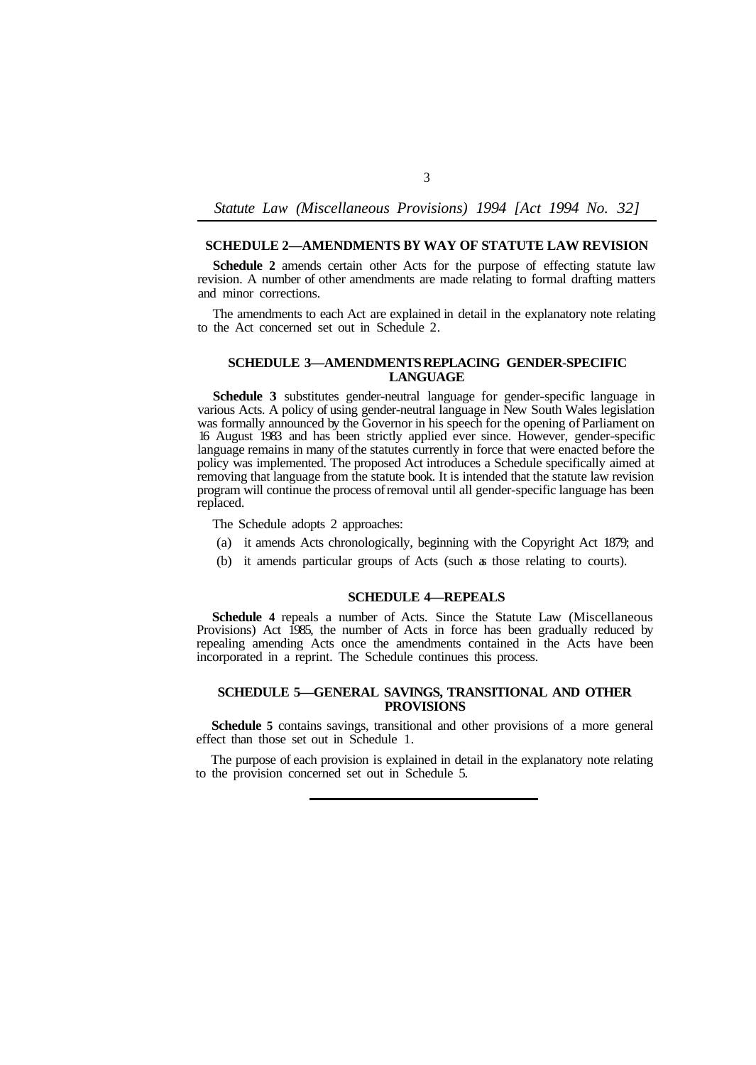## SCHEDULE 2—AMENDMENTS BY WAY OF STATUTE LAW REVISION

**Schedule 2** amends certain other Acts for the purpose of effecting statute law revision. A number of other amendments are made relating to formal drafting matters and minor corrections.

The amendments to each Act are explained in detail in the explanatory note relating to the Act concerned set out in Schedule 2.

## SCHEDULE 3—AMENDMENTS REPLACING GENDER-SPECIFIC LANGUAGE

**Schedule 3** substitutes gender-neutral language for gender-specific language in various Acts. A policy of using gender-neutral language in New South Wales legislation was formally announced by the Governor in his speech for the opening of Parliament on 16 August 1983 and has been strictly applied ever since. However, gender-specific language remains in many of the statutes currently in force that were enacted before the policy was implemented. The proposed Act introduces a Schedule specifically aimed at removing that language from the statute book. It is intended that the statute law revision program will continue the process of removal until all gender-specific language has been replaced.

The Schedule adopts 2 approaches:

(a) it amends Acts chronologically, beginning with the Copyright Act 1879; and

(b) it amends particular groups of Acts (such as those relating to courts).

## SCHEDULE 4—REPEALS

**Schedule 4** repeals a number of Acts. Since the Statute Law (Miscellaneous Provisions) Act 1985, the number of Acts in force has been gradually reduced by repealing amending Acts once the amendments contained in the Acts have been incorporated in a reprint. The Schedule continues this process.

## SCHEDULE 5—GENERAL SAVINGS, TRANSITIONAL AND OTHER PROVISIONS

**Schedule 5** contains savings, transitional and other provisions of a more general effect than those set out in Schedule 1.

The purpose of each provision is explained in detail in the explanatory note relating to the provision concerned set out in Schedule 5.